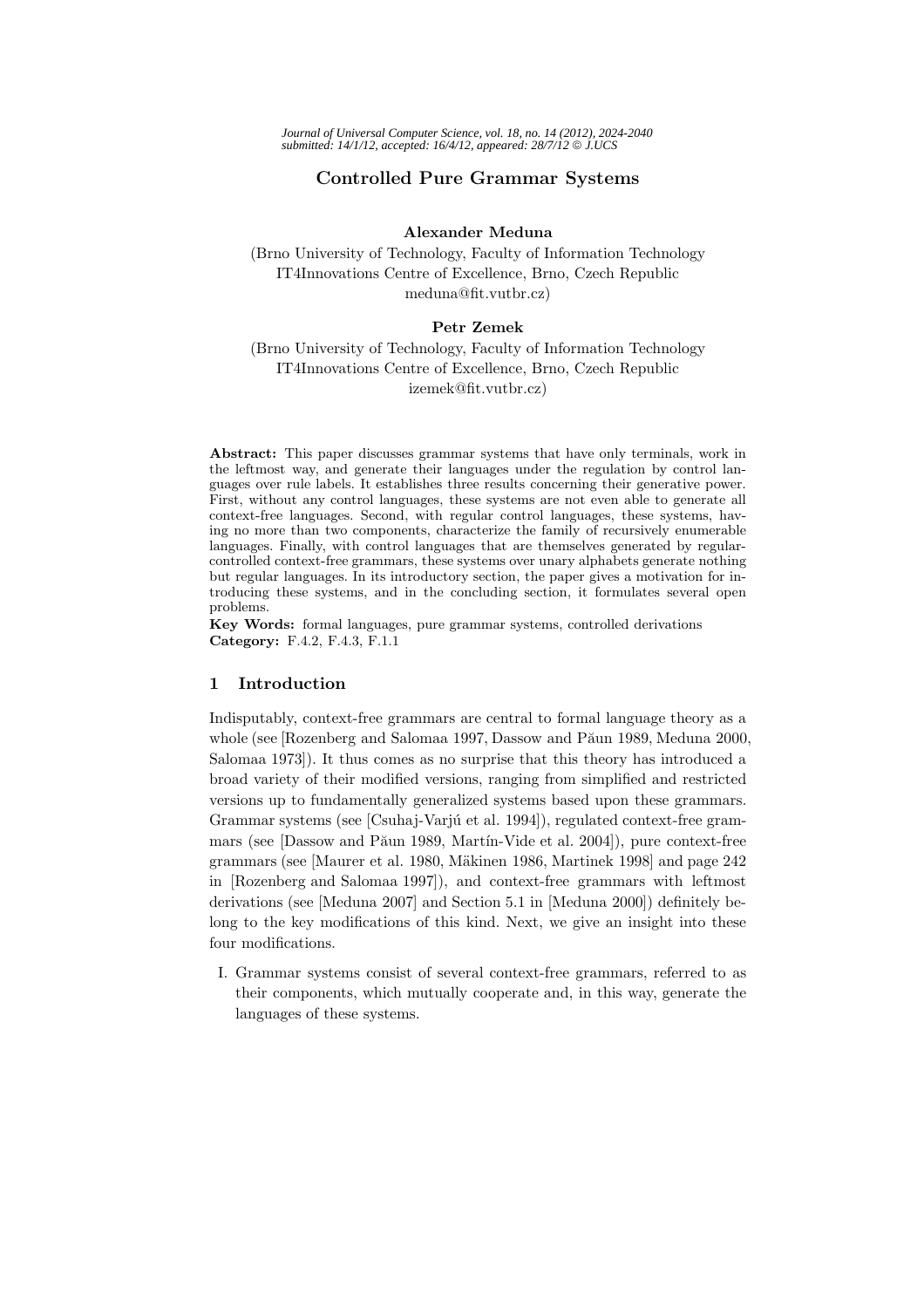# Controlled Pure Grammar Systems

**Alexander Meduna**

(Brno University of Technology, Faculty of Information Technology
IT4Innovations Centre of Excellence, Brno, Czech Republic
meduna@fit.vutbr.cz)

**Petr Zemek**

(Brno University of Technology, Faculty of Information Technology
IT4Innovations Centre of Excellence, Brno, Czech Republic
izemek@fit.vutbr.cz)

**Abstract:** This paper discusses grammar systems that have only terminals, work in the leftmost way, and generate their languages under the regulation by control languages over rule labels. It establishes three results concerning their generative power. First, without any control languages, these systems are not even able to generate all context-free languages. Second, with regular control languages, these systems, having no more than two components, characterize the family of recursively enumerable languages. Finally, with control languages that are themselves generated by regular-controlled context-free grammars, these systems over unary alphabets generate nothing but regular languages. In its introductory section, the paper gives a motivation for introducing these systems, and in the concluding section, it formulates several open problems.

**Key Words:** formal languages, pure grammar systems, controlled derivations
**Category:** F.4.2, F.4.3, F.1.1

## 1 Introduction

Indisputably, context-free grammars are central to formal language theory as a whole (see [Rozenberg and Salomaa 1997, Dassow and Păun 1989, Meduna 2000, Salomaa 1973]). It thus comes as no surprise that this theory has introduced a broad variety of their modified versions, ranging from simplified and restricted versions up to fundamentally generalized systems based upon these grammars. Grammar systems (see [Csuhaj-Varjú et al. 1994]), regulated context-free grammars (see [Dassow and Păun 1989, Martín-Vide et al. 2004]), pure context-free grammars (see [Maurer et al. 1980, Mäkinen 1986, Martinek 1998] and page 242 in [Rozenberg and Salomaa 1997]), and context-free grammars with leftmost derivations (see [Meduna 2007] and Section 5.1 in [Meduna 2000]) definitely belong to the key modifications of this kind. Next, we give an insight into these four modifications.

I. Grammar systems consist of several context-free grammars, referred to as their components, which mutually cooperate and, in this way, generate the languages of these systems.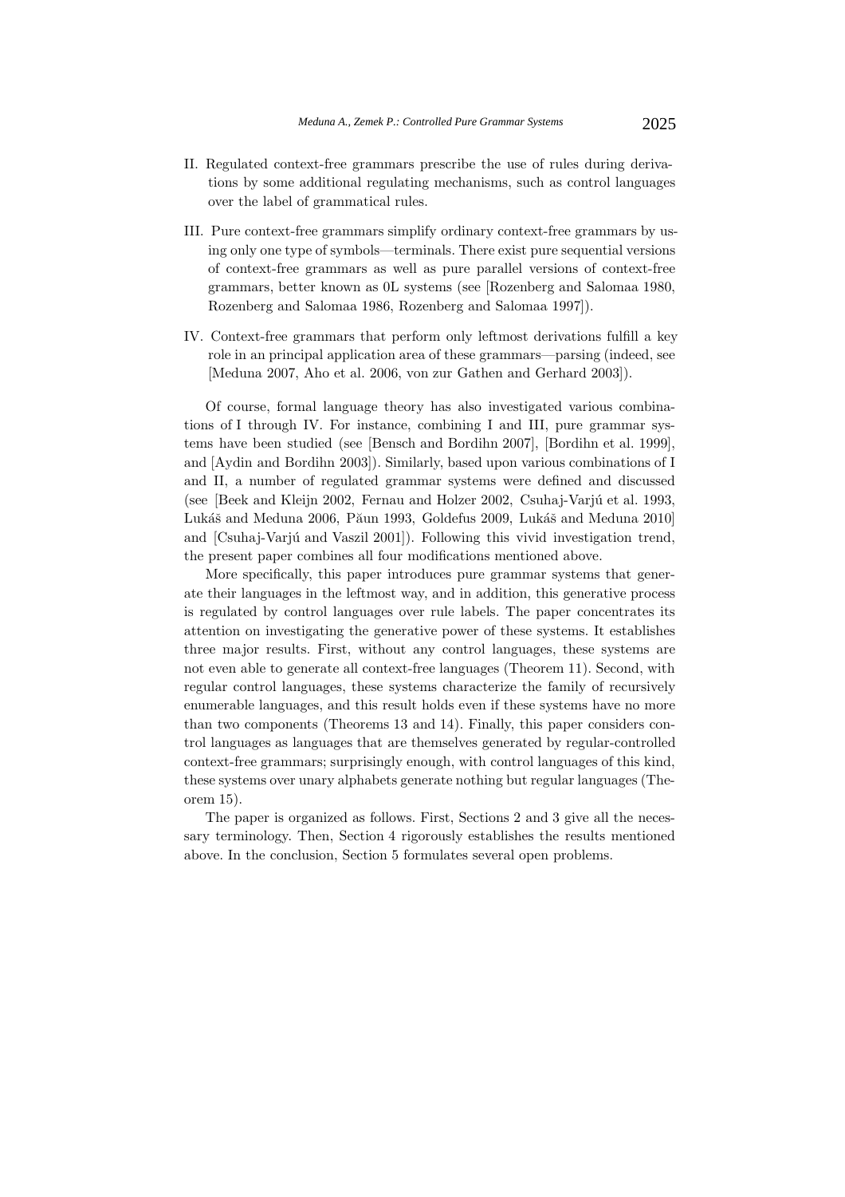II. Regulated context-free grammars prescribe the use of rules during derivations by some additional regulating mechanisms, such as control languages over the label of grammatical rules.

III. Pure context-free grammars simplify ordinary context-free grammars by using only one type of symbols—terminals. There exist pure sequential versions of context-free grammars as well as pure parallel versions of context-free grammars, better known as 0L systems (see [Rozenberg and Salomaa 1980, Rozenberg and Salomaa 1986, Rozenberg and Salomaa 1997]).

IV. Context-free grammars that perform only leftmost derivations fulfill a key role in an principal application area of these grammars—parsing (indeed, see [Meduna 2007, Aho et al. 2006, von zur Gathen and Gerhard 2003]).

Of course, formal language theory has also investigated various combinations of I through IV. For instance, combining I and III, pure grammar systems have been studied (see [Bensch and Bordihn 2007], [Bordihn et al. 1999], and [Aydin and Bordihn 2003]). Similarly, based upon various combinations of I and II, a number of regulated grammar systems were defined and discussed (see [Beek and Kleijn 2002, Fernau and Holzer 2002, Csuhaj-Varjú et al. 1993, Lukáš and Meduna 2006, Păun 1993, Goldefus 2009, Lukáš and Meduna 2010] and [Csuhaj-Varjú and Vaszil 2001]). Following this vivid investigation trend, the present paper combines all four modifications mentioned above.

More specifically, this paper introduces pure grammar systems that generate their languages in the leftmost way, and in addition, this generative process is regulated by control languages over rule labels. The paper concentrates its attention on investigating the generative power of these systems. It establishes three major results. First, without any control languages, these systems are not even able to generate all context-free languages (Theorem 11). Second, with regular control languages, these systems characterize the family of recursively enumerable languages, and this result holds even if these systems have no more than two components (Theorems 13 and 14). Finally, this paper considers control languages as languages that are themselves generated by regular-controlled context-free grammars; surprisingly enough, with control languages of this kind, these systems over unary alphabets generate nothing but regular languages (Theorem 15).

The paper is organized as follows. First, Sections 2 and 3 give all the necessary terminology. Then, Section 4 rigorously establishes the results mentioned above. In the conclusion, Section 5 formulates several open problems.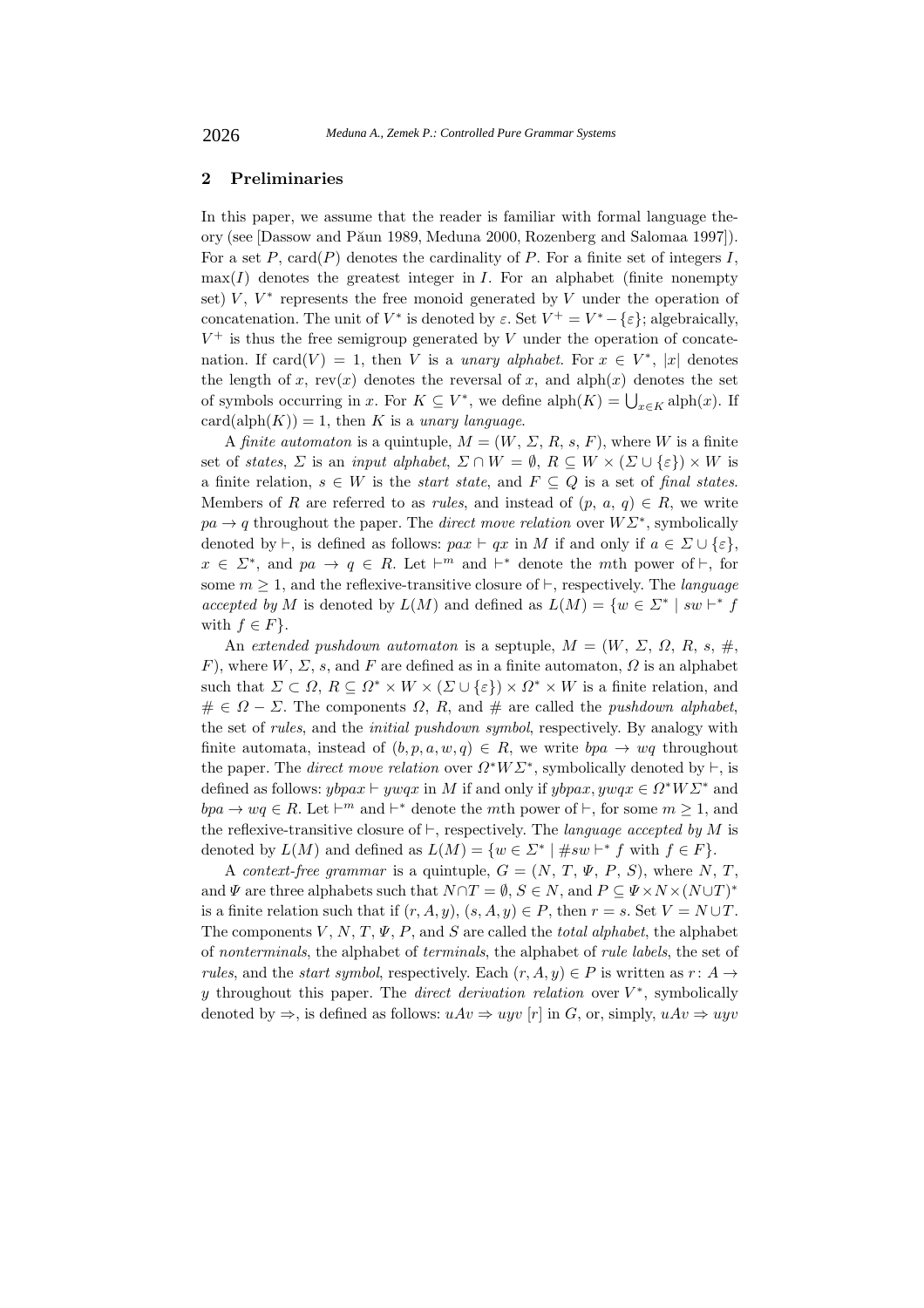## 2 Preliminaries

In this paper, we assume that the reader is familiar with formal language theory (see [Dassow and Păun 1989, Meduna 2000, Rozenberg and Salomaa 1997]). For a set $P$, $\mathrm{card}(P)$ denotes the cardinality of $P$. For a finite set of integers $I$, $\max(I)$ denotes the greatest integer in $I$. For an alphabet (finite nonempty set) $V$, $V^*$ represents the free monoid generated by $V$ under the operation of concatenation. The unit of $V^*$ is denoted by $\varepsilon$. Set $V^+ = V^* - \{\varepsilon\}$; algebraically, $V^+$ is thus the free semigroup generated by $V$ under the operation of concatenation. If $\mathrm{card}(V) = 1$, then $V$ is a *unary alphabet*. For $x \in V^*$, $|x|$ denotes the length of $x$, $\mathrm{rev}(x)$ denotes the reversal of $x$, and $\mathrm{alph}(x)$ denotes the set of symbols occurring in $x$. For $K \subseteq V^*$, we define $\mathrm{alph}(K) = \bigcup_{x \in K} \mathrm{alph}(x)$. If $\mathrm{card}(\mathrm{alph}(K)) = 1$, then $K$ is a *unary language*.

A *finite automaton* is a quintuple, $M = (W, \Sigma, R, s, F)$, where $W$ is a finite set of *states*, $\Sigma$ is an *input alphabet*, $\Sigma \cap W = \emptyset$, $R \subseteq W \times (\Sigma \cup \{\varepsilon\}) \times W$ is a finite relation, $s \in W$ is the *start state*, and $F \subseteq Q$ is a set of *final states*. Members of $R$ are referred to as *rules*, and instead of $(p, a, q) \in R$, we write $pa \to q$ throughout the paper. The *direct move relation* over $W\Sigma^*$, symbolically denoted by $\vdash$, is defined as follows: $pax \vdash qx$ in $M$ if and only if $a \in \Sigma \cup \{\varepsilon\}$, $x \in \Sigma^*$, and $pa \to q \in R$. Let $\vdash^m$ and $\vdash^*$ denote the $m$th power of $\vdash$, for some $m \geq 1$, and the reflexive-transitive closure of $\vdash$, respectively. The *language accepted by* $M$ is denoted by $L(M)$ and defined as $L(M) = \{w \in \Sigma^* \mid sw \vdash^* f \text{ with } f \in F\}$.

An *extended pushdown automaton* is a septuple, $M = (W, \Sigma, \Omega, R, s, \#, F)$, where $W$, $\Sigma$, $s$, and $F$ are defined as in a finite automaton, $\Omega$ is an alphabet such that $\Sigma \subset \Omega$, $R \subseteq \Omega^* \times W \times (\Sigma \cup \{\varepsilon\}) \times \Omega^* \times W$ is a finite relation, and $\# \in \Omega - \Sigma$. The components $\Omega$, $R$, and $\#$ are called the *pushdown alphabet*, the set of *rules*, and the *initial pushdown symbol*, respectively. By analogy with finite automata, instead of $(b, p, a, w, q) \in R$, we write $bpa \to wq$ throughout the paper. The *direct move relation* over $\Omega^* W \Sigma^*$, symbolically denoted by $\vdash$, is defined as follows: $ybpax \vdash ywqx$ in $M$ if and only if $ybpax, ywqx \in \Omega^* W \Sigma^*$ and $bpa \to wq \in R$. Let $\vdash^m$ and $\vdash^*$ denote the $m$th power of $\vdash$, for some $m \geq 1$, and the reflexive-transitive closure of $\vdash$, respectively. The *language accepted by* $M$ is denoted by $L(M)$ and defined as $L(M) = \{w \in \Sigma^* \mid \#sw \vdash^* f \text{ with } f \in F\}$.

A *context-free grammar* is a quintuple, $G = (N, T, \Psi, P, S)$, where $N$, $T$, and $\Psi$ are three alphabets such that $N \cap T = \emptyset$, $S \in N$, and $P \subseteq \Psi \times N \times (N \cup T)^*$ is a finite relation such that if $(r, A, y), (s, A, y) \in P$, then $r = s$. Set $V = N \cup T$. The components $V$, $N$, $T$, $\Psi$, $P$, and $S$ are called the *total alphabet*, the alphabet of *nonterminals*, the alphabet of *terminals*, the alphabet of *rule labels*, the set of *rules*, and the *start symbol*, respectively. Each $(r, A, y) \in P$ is written as $r\colon A \to y$ throughout this paper. The *direct derivation relation* over $V^*$, symbolically denoted by $\Rightarrow$, is defined as follows: $uAv \Rightarrow uyv$ $[r]$ in $G$, or, simply, $uAv \Rightarrow uyv$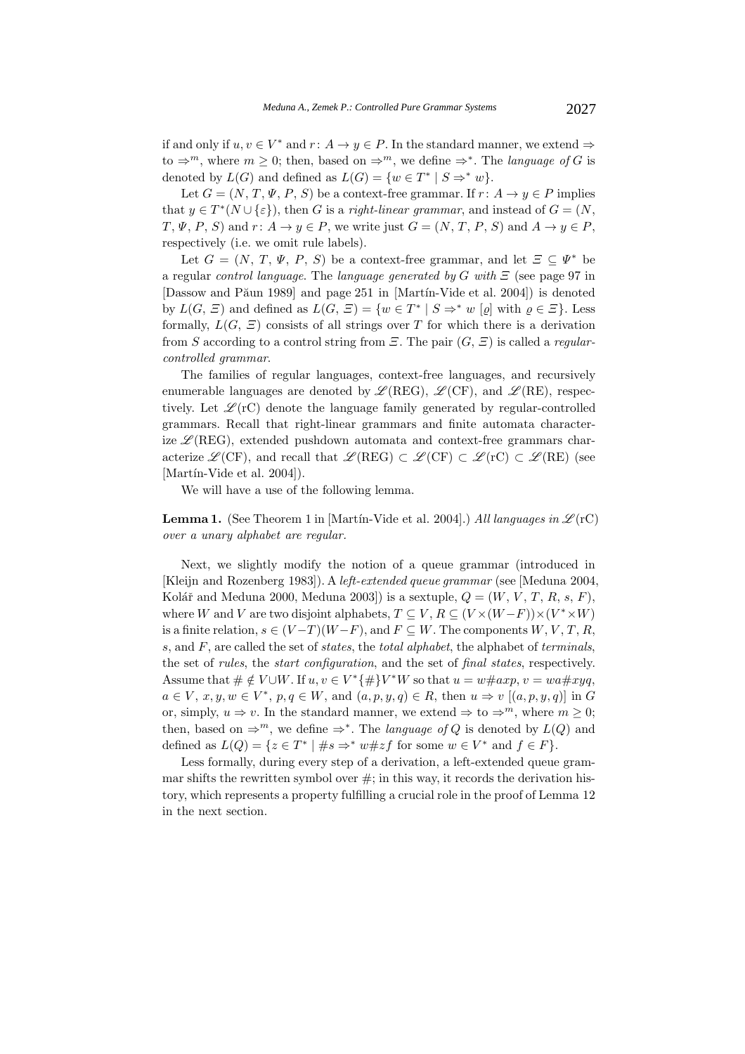if and only if $u, v \in V^*$ and $r\colon A \to y \in P$. In the standard manner, we extend $\Rightarrow$ to $\Rightarrow^m$, where $m \geq 0$; then, based on $\Rightarrow^m$, we define $\Rightarrow^*$. The *language of* $G$ is denoted by $L(G)$ and defined as $L(G) = \{w \in T^* \mid S \Rightarrow^* w\}$.

Let $G = (N, T, \Psi, P, S)$ be a context-free grammar. If $r\colon A \to y \in P$ implies that $y \in T^*(N \cup \{\varepsilon\})$, then $G$ is a *right-linear grammar*, and instead of $G = (N, T, \Psi, P, S)$ and $r\colon A \to y \in P$, we write just $G = (N, T, P, S)$ and $A \to y \in P$, respectively (i.e. we omit rule labels).

Let $G = (N, T, \Psi, P, S)$ be a context-free grammar, and let $\Xi \subseteq \Psi^*$ be a regular *control language*. The *language generated by* $G$ *with* $\Xi$ (see page 97 in [Dassow and Păun 1989] and page 251 in [Martín-Vide et al. 2004]) is denoted by $L(G, \Xi)$ and defined as $L(G, \Xi) = \{w \in T^* \mid S \Rightarrow^* w\ [\varrho] \text{ with } \varrho \in \Xi\}$. Less formally, $L(G, \Xi)$ consists of all strings over $T$ for which there is a derivation from $S$ according to a control string from $\Xi$. The pair $(G, \Xi)$ is called a *regular-controlled grammar*.

The families of regular languages, context-free languages, and recursively enumerable languages are denoted by $\mathscr{L}(\mathrm{REG})$, $\mathscr{L}(\mathrm{CF})$, and $\mathscr{L}(\mathrm{RE})$, respectively. Let $\mathscr{L}(\mathrm{rC})$ denote the language family generated by regular-controlled grammars. Recall that right-linear grammars and finite automata characterize $\mathscr{L}(\mathrm{REG})$, extended pushdown automata and context-free grammars characterize $\mathscr{L}(\mathrm{CF})$, and recall that $\mathscr{L}(\mathrm{REG}) \subset \mathscr{L}(\mathrm{CF}) \subset \mathscr{L}(\mathrm{rC}) \subset \mathscr{L}(\mathrm{RE})$ (see [Martín-Vide et al. 2004]).

We will have a use of the following lemma.

**Lemma 1.** (See Theorem 1 in [Martín-Vide et al. 2004].) *All languages in* $\mathscr{L}(\mathrm{rC})$ *over a unary alphabet are regular.*

Next, we slightly modify the notion of a queue grammar (introduced in [Kleijn and Rozenberg 1983]). A *left-extended queue grammar* (see [Meduna 2004, Kolář and Meduna 2000, Meduna 2003]) is a sextuple, $Q = (W, V, T, R, s, F)$, where $W$ and $V$ are two disjoint alphabets, $T \subseteq V$, $R \subseteq (V \times (W - F)) \times (V^* \times W)$ is a finite relation, $s \in (V - T)(W - F)$, and $F \subseteq W$. The components $W$, $V$, $T$, $R$, $s$, and $F$, are called the set of *states*, the *total alphabet*, the alphabet of *terminals*, the set of *rules*, the *start configuration*, and the set of *final states*, respectively. Assume that $\# \notin V \cup W$. If $u, v \in V^*\{\#\}V^*W$ so that $u = w\#axp$, $v = wa\#xyq$, $a \in V$, $x, y, w \in V^*$, $p, q \in W$, and $(a, p, y, q) \in R$, then $u \Rightarrow v\ [(a, p, y, q)]$ in $G$ or, simply, $u \Rightarrow v$. In the standard manner, we extend $\Rightarrow$ to $\Rightarrow^m$, where $m \geq 0$; then, based on $\Rightarrow^m$, we define $\Rightarrow^*$. The *language of* $Q$ is denoted by $L(Q)$ and defined as $L(Q) = \{z \in T^* \mid \#s \Rightarrow^* w\#zf \text{ for some } w \in V^* \text{ and } f \in F\}$.

Less formally, during every step of a derivation, a left-extended queue grammar shifts the rewritten symbol over $\#$; in this way, it records the derivation history, which represents a property fulfilling a crucial role in the proof of Lemma 12 in the next section.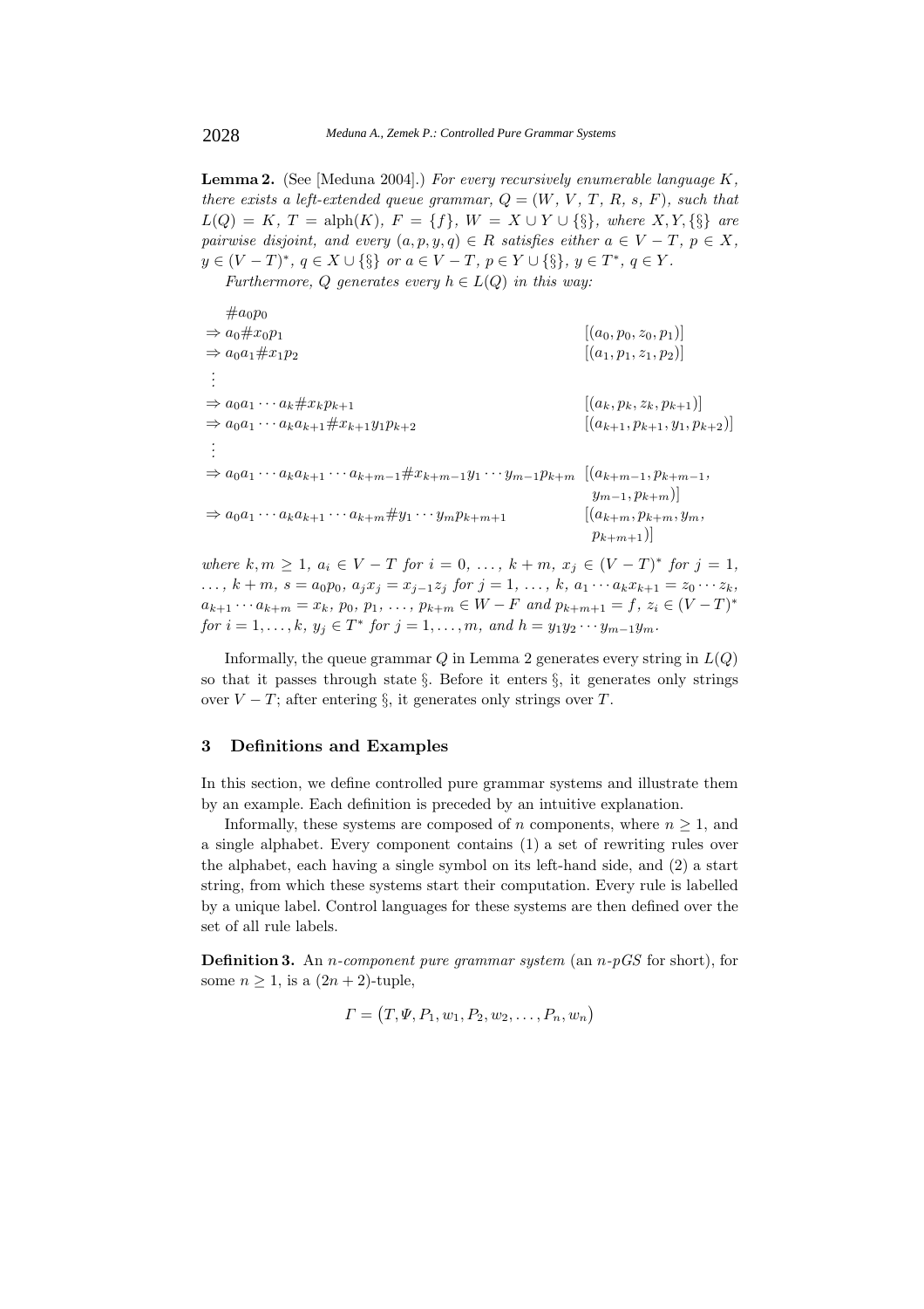**Lemma 2.** (See [Meduna 2004].) *For every recursively enumerable language $K$, there exists a left-extended queue grammar, $Q = (W, V, T, R, s, F)$, such that $L(Q) = K$, $T = \text{alph}(K)$, $F = \{f\}$, $W = X \cup Y \cup \{\S\}$, where $X, Y, \{\S\}$ are pairwise disjoint, and every $(a, p, y, q) \in R$ satisfies either $a \in V - T$, $p \in X$, $y \in (V - T)^*$, $q \in X \cup \{\S\}$ or $a \in V - T$, $p \in Y \cup \{\S\}$, $y \in T^*$, $q \in Y$.*

*Furthermore, $Q$ generates every $h \in L(Q)$ in this way:*

$$
\begin{array}{ll}
\#a_0p_0 & \\
\Rightarrow a_0\#x_0p_1 & [(a_0, p_0, z_0, p_1)] \\
\Rightarrow a_0a_1\#x_1p_2 & [(a_1, p_1, z_1, p_2)] \\
\vdots & \\
\Rightarrow a_0a_1 \cdots a_k\#x_kp_{k+1} & [(a_k, p_k, z_k, p_{k+1})] \\
\Rightarrow a_0a_1 \cdots a_ka_{k+1}\#x_{k+1}y_1p_{k+2} & [(a_{k+1}, p_{k+1}, y_1, p_{k+2})] \\
\vdots & \\
\Rightarrow a_0a_1 \cdots a_ka_{k+1} \cdots a_{k+m-1}\#x_{k+m-1}y_1 \cdots y_{m-1}p_{k+m} & [(a_{k+m-1}, p_{k+m-1}, \\
 & \ y_{m-1}, p_{k+m})] \\
\Rightarrow a_0a_1 \cdots a_ka_{k+1} \cdots a_{k+m}\#y_1 \cdots y_mp_{k+m+1} & [(a_{k+m}, p_{k+m}, y_m, \\
 & \ p_{k+m+1})]
\end{array}
$$

*where $k, m \geq 1$, $a_i \in V - T$ for $i = 0, \ldots, k + m$, $x_j \in (V - T)^*$ for $j = 1, \ldots, k + m$, $s = a_0p_0$, $a_jx_j = x_{j-1}z_j$ for $j = 1, \ldots, k$, $a_1 \cdots a_kx_{k+1} = z_0 \cdots z_k$, $a_{k+1} \cdots a_{k+m} = x_k$, $p_0, p_1, \ldots, p_{k+m} \in W - F$ and $p_{k+m+1} = f$, $z_i \in (V - T)^*$ for $i = 1, \ldots, k$, $y_j \in T^*$ for $j = 1, \ldots, m$, and $h = y_1y_2 \cdots y_{m-1}y_m$.*

Informally, the queue grammar $Q$ in Lemma 2 generates every string in $L(Q)$ so that it passes through state $\S$. Before it enters $\S$, it generates only strings over $V - T$; after entering $\S$, it generates only strings over $T$.

## 3 Definitions and Examples

In this section, we define controlled pure grammar systems and illustrate them by an example. Each definition is preceded by an intuitive explanation.

Informally, these systems are composed of $n$ components, where $n \geq 1$, and a single alphabet. Every component contains (1) a set of rewriting rules over the alphabet, each having a single symbol on its left-hand side, and (2) a start string, from which these systems start their computation. Every rule is labelled by a unique label. Control languages for these systems are then defined over the set of all rule labels.

**Definition 3.** An *$n$-component pure grammar system* (an *$n$-pGS* for short), for some $n \geq 1$, is a $(2n + 2)$-tuple,

$$\varGamma = \left(T, \varPsi, P_1, w_1, P_2, w_2, \ldots, P_n, w_n\right)$$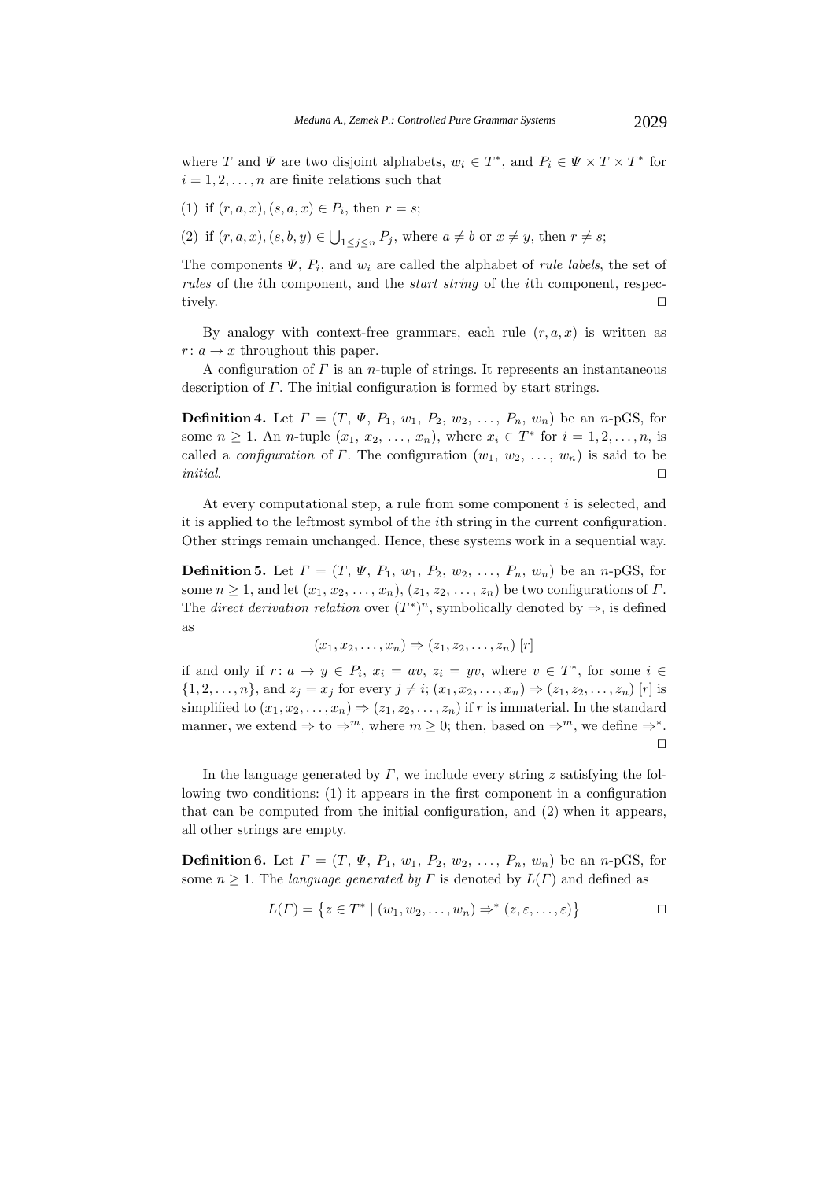where $T$ and $\Psi$ are two disjoint alphabets, $w_i \in T^*$, and $P_i \in \Psi \times T \times T^*$ for $i = 1, 2, \ldots, n$ are finite relations such that

(1) if $(r, a, x), (s, a, x) \in P_i$, then $r = s$;

(2) if $(r, a, x), (s, b, y) \in \bigcup_{1 \leq j \leq n} P_j$, where $a \neq b$ or $x \neq y$, then $r \neq s$;

The components $\Psi$, $P_i$, and $w_i$ are called the alphabet of *rule labels*, the set of *rules* of the $i$th component, and the *start string* of the $i$th component, respectively. □

By analogy with context-free grammars, each rule $(r, a, x)$ is written as $r\colon a \to x$ throughout this paper.

A configuration of $\Gamma$ is an $n$-tuple of strings. It represents an instantaneous description of $\Gamma$. The initial configuration is formed by start strings.

**Definition 4.** Let $\Gamma = (T, \Psi, P_1, w_1, P_2, w_2, \ldots, P_n, w_n)$ be an $n$-pGS, for some $n \geq 1$. An $n$-tuple $(x_1, x_2, \ldots, x_n)$, where $x_i \in T^*$ for $i = 1, 2, \ldots, n$, is called a *configuration* of $\Gamma$. The configuration $(w_1, w_2, \ldots, w_n)$ is said to be *initial*. □

At every computational step, a rule from some component $i$ is selected, and it is applied to the leftmost symbol of the $i$th string in the current configuration. Other strings remain unchanged. Hence, these systems work in a sequential way.

**Definition 5.** Let $\Gamma = (T, \Psi, P_1, w_1, P_2, w_2, \ldots, P_n, w_n)$ be an $n$-pGS, for some $n \geq 1$, and let $(x_1, x_2, \ldots, x_n)$, $(z_1, z_2, \ldots, z_n)$ be two configurations of $\Gamma$. The *direct derivation relation* over $(T^*)^n$, symbolically denoted by $\Rightarrow$, is defined as

$$(x_1, x_2, \ldots, x_n) \Rightarrow (z_1, z_2, \ldots, z_n)\ [r]$$

if and only if $r\colon a \to y \in P_i$, $x_i = av$, $z_i = yv$, where $v \in T^*$, for some $i \in \{1, 2, \ldots, n\}$, and $z_j = x_j$ for every $j \neq i$; $(x_1, x_2, \ldots, x_n) \Rightarrow (z_1, z_2, \ldots, z_n)\ [r]$ is simplified to $(x_1, x_2, \ldots, x_n) \Rightarrow (z_1, z_2, \ldots, z_n)$ if $r$ is immaterial. In the standard manner, we extend $\Rightarrow$ to $\Rightarrow^m$, where $m \geq 0$; then, based on $\Rightarrow^m$, we define $\Rightarrow^*$. □

In the language generated by $\Gamma$, we include every string $z$ satisfying the following two conditions: (1) it appears in the first component in a configuration that can be computed from the initial configuration, and (2) when it appears, all other strings are empty.

**Definition 6.** Let $\Gamma = (T, \Psi, P_1, w_1, P_2, w_2, \ldots, P_n, w_n)$ be an $n$-pGS, for some $n \geq 1$. The *language generated by* $\Gamma$ is denoted by $L(\Gamma)$ and defined as

$$L(\Gamma) = \left\{ z \in T^* \mid (w_1, w_2, \ldots, w_n) \Rightarrow^* (z, \varepsilon, \ldots, \varepsilon) \right\}$$ □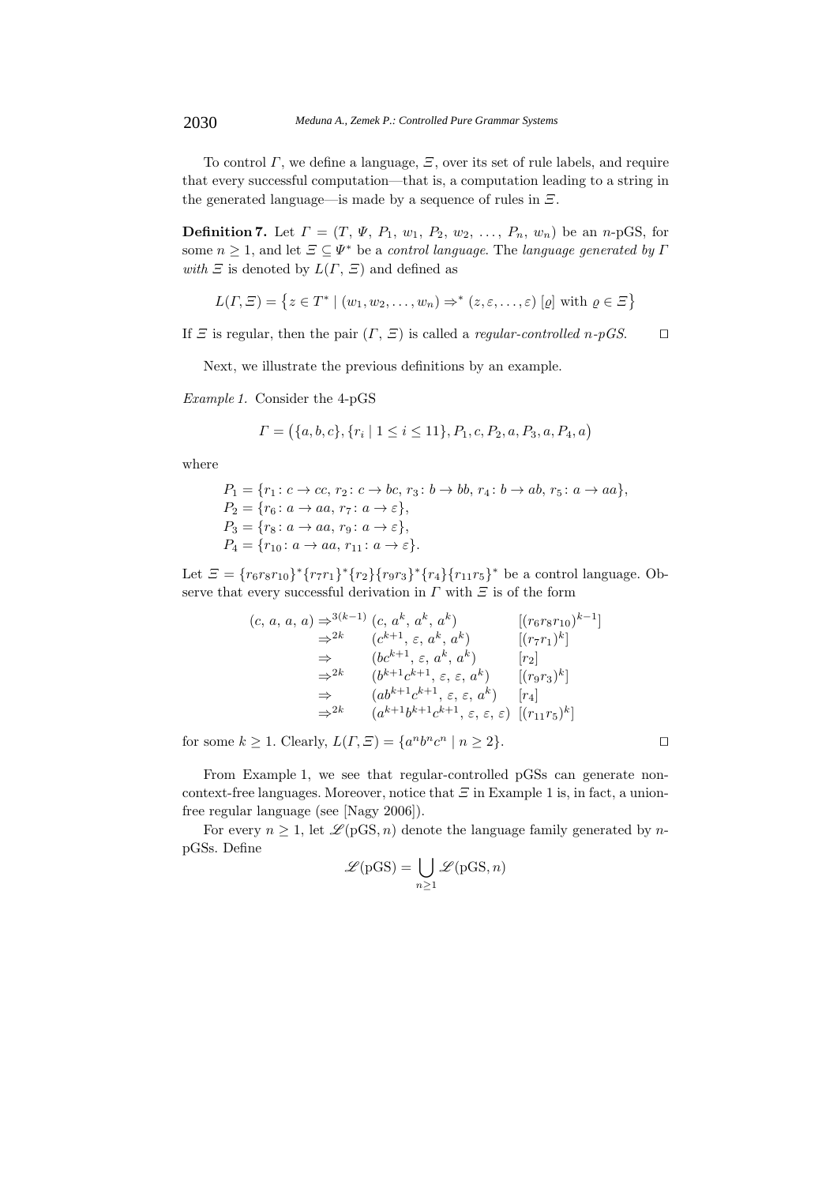To control $\Gamma$, we define a language, $\Xi$, over its set of rule labels, and require that every successful computation—that is, a computation leading to a string in the generated language—is made by a sequence of rules in $\Xi$.

**Definition 7.** Let $\Gamma = (T, \Psi, P_1, w_1, P_2, w_2, \ldots, P_n, w_n)$ be an $n$-pGS, for some $n \geq 1$, and let $\Xi \subseteq \Psi^*$ be a *control language*. The *language generated by* $\Gamma$ *with* $\Xi$ is denoted by $L(\Gamma, \Xi)$ and defined as

$$L(\Gamma, \Xi) = \{ z \in T^* \mid (w_1, w_2, \ldots, w_n) \Rightarrow^* (z, \varepsilon, \ldots, \varepsilon) \; [\varrho] \text{ with } \varrho \in \Xi \}$$

If $\Xi$ is regular, then the pair $(\Gamma, \Xi)$ is called a *regular-controlled $n$-pGS*. □

Next, we illustrate the previous definitions by an example.

*Example 1.* Consider the 4-pGS

$$\Gamma = (\{a, b, c\}, \{r_i \mid 1 \leq i \leq 11\}, P_1, c, P_2, a, P_3, a, P_4, a)$$

where

$$\begin{aligned}
P_1 &= \{r_1 \colon c \to cc,\ r_2 \colon c \to bc,\ r_3 \colon b \to bb,\ r_4 \colon b \to ab,\ r_5 \colon a \to aa\}, \\
P_2 &= \{r_6 \colon a \to aa,\ r_7 \colon a \to \varepsilon\}, \\
P_3 &= \{r_8 \colon a \to aa,\ r_9 \colon a \to \varepsilon\}, \\
P_4 &= \{r_{10} \colon a \to aa,\ r_{11} \colon a \to \varepsilon\}.
\end{aligned}$$

Let $\Xi = \{r_6 r_8 r_{10}\}^* \{r_7 r_1\}^* \{r_2\} \{r_9 r_3\}^* \{r_4\} \{r_{11} r_5\}^*$ be a control language. Observe that every successful derivation in $\Gamma$ with $\Xi$ is of the form

$$\begin{aligned}
(c, a, a, a) &\Rightarrow^{3(k-1)} (c, a^k, a^k, a^k) && [(r_6 r_8 r_{10})^{k-1}] \\
&\Rightarrow^{2k} (c^{k+1}, \varepsilon, a^k, a^k) && [(r_7 r_1)^k] \\
&\Rightarrow (bc^{k+1}, \varepsilon, a^k, a^k) && [r_2] \\
&\Rightarrow^{2k} (b^{k+1} c^{k+1}, \varepsilon, \varepsilon, a^k) && [(r_9 r_3)^k] \\
&\Rightarrow (ab^{k+1} c^{k+1}, \varepsilon, \varepsilon, a^k) && [r_4] \\
&\Rightarrow^{2k} (a^{k+1} b^{k+1} c^{k+1}, \varepsilon, \varepsilon, \varepsilon) && [(r_{11} r_5)^k]
\end{aligned}$$

for some $k \geq 1$. Clearly, $L(\Gamma, \Xi) = \{a^n b^n c^n \mid n \geq 2\}$. □

From Example 1, we see that regular-controlled pGSs can generate non-context-free languages. Moreover, notice that $\Xi$ in Example 1 is, in fact, a union-free regular language (see [Nagy 2006]).

For every $n \geq 1$, let $\mathscr{L}(\text{pGS}, n)$ denote the language family generated by $n$-pGSs. Define

$$\mathscr{L}(\text{pGS}) = \bigcup_{n \geq 1} \mathscr{L}(\text{pGS}, n)$$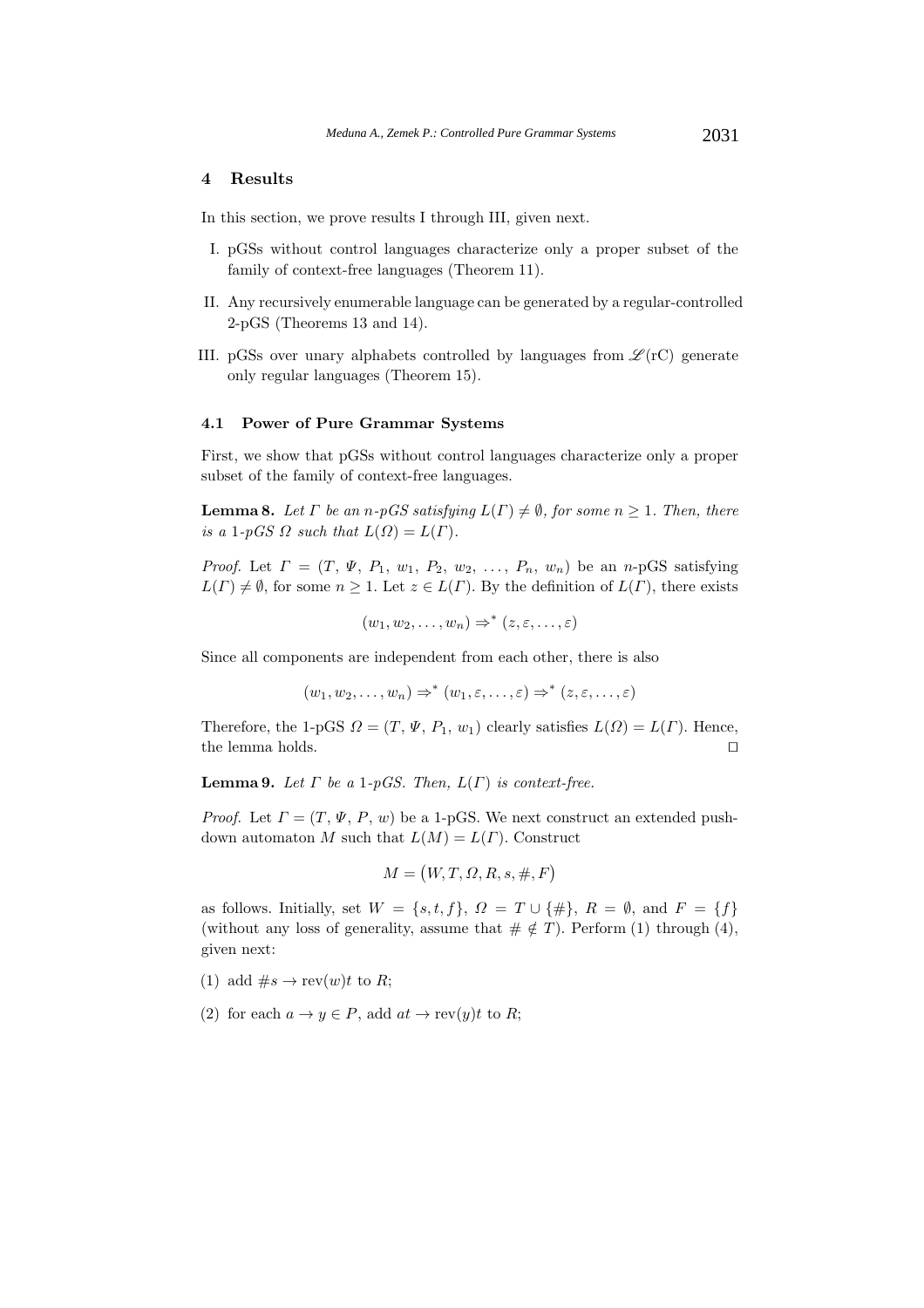## 4 Results

In this section, we prove results I through III, given next.

I. pGSs without control languages characterize only a proper subset of the family of context-free languages (Theorem 11).

II. Any recursively enumerable language can be generated by a regular-controlled 2-pGS (Theorems 13 and 14).

III. pGSs over unary alphabets controlled by languages from $\mathscr{L}(\mathrm{rC})$ generate only regular languages (Theorem 15).

### 4.1 Power of Pure Grammar Systems

First, we show that pGSs without control languages characterize only a proper subset of the family of context-free languages.

**Lemma 8.** *Let $\Gamma$ be an $n$-pGS satisfying $L(\Gamma) \neq \emptyset$, for some $n \geq 1$. Then, there is a 1-pGS $\Omega$ such that $L(\Omega) = L(\Gamma)$.*

*Proof.* Let $\Gamma = (T, \Psi, P_1, w_1, P_2, w_2, \ldots, P_n, w_n)$ be an $n$-pGS satisfying $L(\Gamma) \neq \emptyset$, for some $n \geq 1$. Let $z \in L(\Gamma)$. By the definition of $L(\Gamma)$, there exists

$$(w_1, w_2, \ldots, w_n) \Rightarrow^* (z, \varepsilon, \ldots, \varepsilon)$$

Since all components are independent from each other, there is also

$$(w_1, w_2, \ldots, w_n) \Rightarrow^* (w_1, \varepsilon, \ldots, \varepsilon) \Rightarrow^* (z, \varepsilon, \ldots, \varepsilon)$$

Therefore, the 1-pGS $\Omega = (T, \Psi, P_1, w_1)$ clearly satisfies $L(\Omega) = L(\Gamma)$. Hence, the lemma holds. $\square$

**Lemma 9.** *Let $\Gamma$ be a 1-pGS. Then, $L(\Gamma)$ is context-free.*

*Proof.* Let $\Gamma = (T, \Psi, P, w)$ be a 1-pGS. We next construct an extended pushdown automaton $M$ such that $L(M) = L(\Gamma)$. Construct

$$M = \big(W, T, \Omega, R, s, \#, F\big)$$

as follows. Initially, set $W = \{s, t, f\}$, $\Omega = T \cup \{\#\}$, $R = \emptyset$, and $F = \{f\}$ (without any loss of generality, assume that $\# \notin T$). Perform (1) through (4), given next:

(1) add $\#s \to \mathrm{rev}(w)t$ to $R$;

(2) for each $a \to y \in P$, add $at \to \mathrm{rev}(y)t$ to $R$;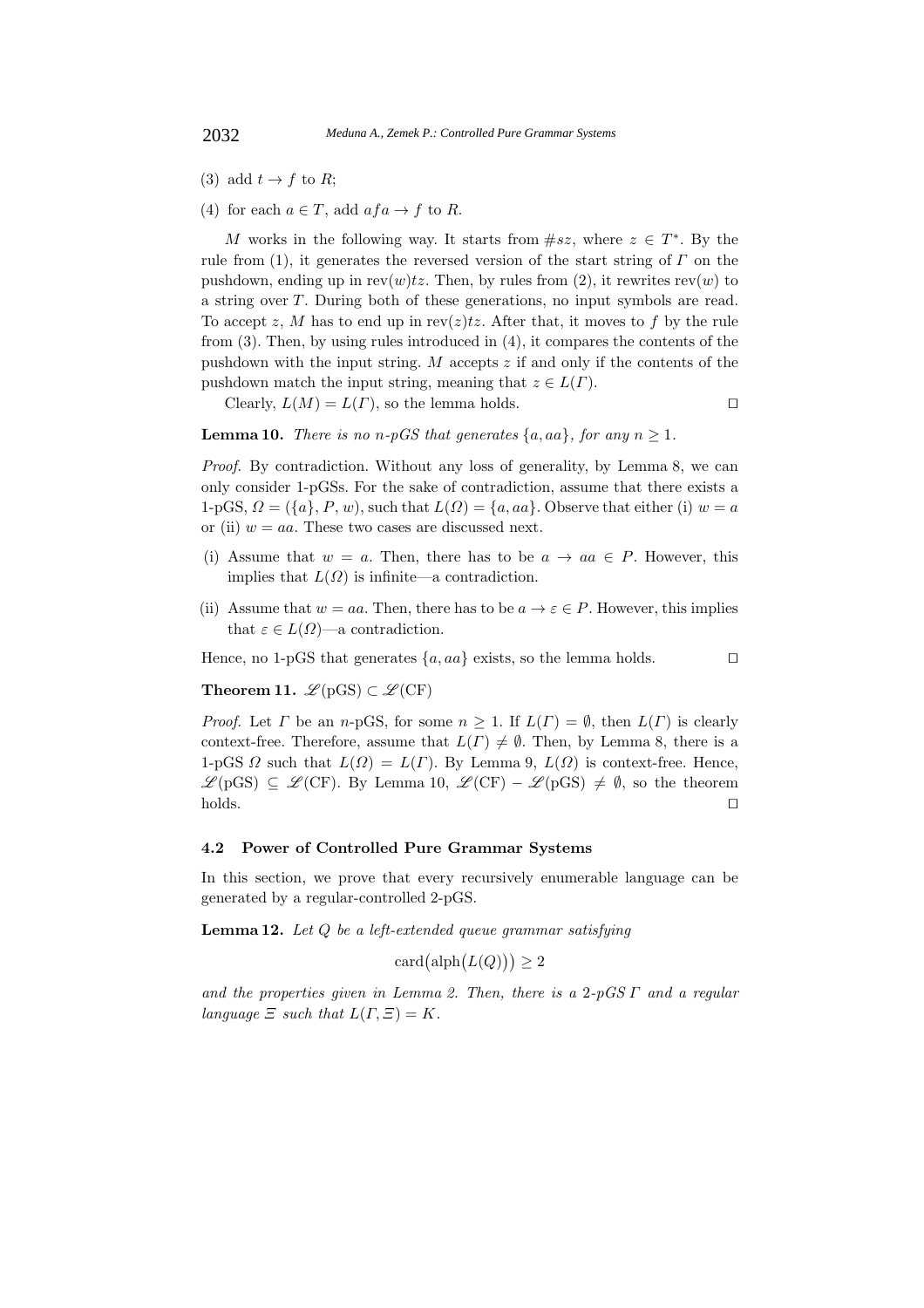(3) add $t \rightarrow f$ to $R$;

(4) for each $a \in T$, add $afa \rightarrow f$ to $R$.

$M$ works in the following way. It starts from $\#sz$, where $z \in T^*$. By the rule from (1), it generates the reversed version of the start string of $\Gamma$ on the pushdown, ending up in $\mathrm{rev}(w)tz$. Then, by rules from (2), it rewrites $\mathrm{rev}(w)$ to a string over $T$. During both of these generations, no input symbols are read. To accept $z$, $M$ has to end up in $\mathrm{rev}(z)tz$. After that, it moves to $f$ by the rule from (3). Then, by using rules introduced in (4), it compares the contents of the pushdown with the input string. $M$ accepts $z$ if and only if the contents of the pushdown match the input string, meaning that $z \in L(\Gamma)$.

Clearly, $L(M) = L(\Gamma)$, so the lemma holds. ◻

**Lemma 10.** *There is no $n$-pGS that generates $\{a, aa\}$, for any $n \geq 1$.*

*Proof.* By contradiction. Without any loss of generality, by Lemma 8, we can only consider 1-pGSs. For the sake of contradiction, assume that there exists a 1-pGS, $\Omega = (\{a\}, P, w)$, such that $L(\Omega) = \{a, aa\}$. Observe that either (i) $w = a$ or (ii) $w = aa$. These two cases are discussed next.

(i) Assume that $w = a$. Then, there has to be $a \rightarrow aa \in P$. However, this implies that $L(\Omega)$ is infinite—a contradiction.

(ii) Assume that $w = aa$. Then, there has to be $a \rightarrow \varepsilon \in P$. However, this implies that $\varepsilon \in L(\Omega)$—a contradiction.

Hence, no 1-pGS that generates $\{a, aa\}$ exists, so the lemma holds. ◻

**Theorem 11.** $\mathscr{L}(\mathrm{pGS}) \subset \mathscr{L}(\mathrm{CF})$

*Proof.* Let $\Gamma$ be an $n$-pGS, for some $n \geq 1$. If $L(\Gamma) = \emptyset$, then $L(\Gamma)$ is clearly context-free. Therefore, assume that $L(\Gamma) \neq \emptyset$. Then, by Lemma 8, there is a 1-pGS $\Omega$ such that $L(\Omega) = L(\Gamma)$. By Lemma 9, $L(\Omega)$ is context-free. Hence, $\mathscr{L}(\mathrm{pGS}) \subseteq \mathscr{L}(\mathrm{CF})$. By Lemma 10, $\mathscr{L}(\mathrm{CF}) - \mathscr{L}(\mathrm{pGS}) \neq \emptyset$, so the theorem holds. ◻

### 4.2 Power of Controlled Pure Grammar Systems

In this section, we prove that every recursively enumerable language can be generated by a regular-controlled 2-pGS.

**Lemma 12.** *Let $Q$ be a left-extended queue grammar satisfying*

$$\mathrm{card}\big(\mathrm{alph}\big(L(Q)\big)\big) \geq 2$$

*and the properties given in Lemma 2. Then, there is a 2-pGS $\Gamma$ and a regular language $\Xi$ such that $L(\Gamma, \Xi) = K$.*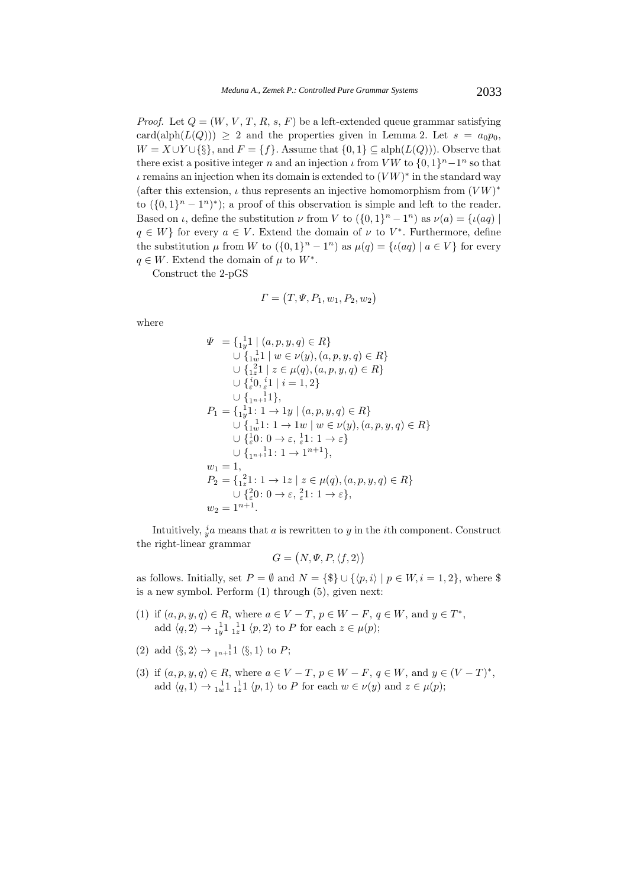*Proof.* Let $Q = (W, V, T, R, s, F)$ be a left-extended queue grammar satisfying $\mathrm{card}(\mathrm{alph}(L(Q))) \geq 2$ and the properties given in Lemma 2. Let $s = a_0p_0$, $W = X \cup Y \cup \{\S\}$, and $F = \{f\}$. Assume that $\{0, 1\} \subseteq \mathrm{alph}(L(Q)))$. Observe that there exist a positive integer $n$ and an injection $\iota$ from $VW$ to $\{0,1\}^n - 1^n$ so that $\iota$ remains an injection when its domain is extended to $(VW)^*$ in the standard way (after this extension, $\iota$ thus represents an injective homomorphism from $(VW)^*$ to $(\{0,1\}^n - 1^n)^*$); a proof of this observation is simple and left to the reader. Based on $\iota$, define the substitution $\nu$ from $V$ to $(\{0,1\}^n - 1^n)$ as $\nu(a) = \{\iota(aq) \mid q \in W\}$ for every $a \in V$. Extend the domain of $\nu$ to $V^*$. Furthermore, define the substitution $\mu$ from $W$ to $(\{0,1\}^n - 1^n)$ as $\mu(q) = \{\iota(aq) \mid a \in V\}$ for every $q \in W$. Extend the domain of $\mu$ to $W^*$.

Construct the 2-pGS

$$\Gamma = \big(T, \Psi, P_1, w_1, P_2, w_2\big)$$

where

$$
\begin{aligned}
\Psi \;&= \{{}_{1y}^{\;1}1 \mid (a,p,y,q) \in R\} \\
&\cup \{{}_{1w}^{\;1}1 \mid w \in \nu(y), (a,p,y,q) \in R\} \\
&\cup \{{}_{1z}^{\;2}1 \mid z \in \mu(q), (a,p,y,q) \in R\} \\
&\cup \{{}_{\varepsilon}^{i}0, {}_{\varepsilon}^{i}1 \mid i = 1,2\} \\
&\cup \{{}_{1^{n+1}}^{\;\;\;1}1\}, \\
P_1 &= \{{}_{1y}^{\;1}1\colon 1 \to 1y \mid (a,p,y,q) \in R\} \\
&\cup \{{}_{1w}^{\;1}1\colon 1 \to 1w \mid w \in \nu(y), (a,p,y,q) \in R\} \\
&\cup \{{}_{\varepsilon}^{1}0\colon 0 \to \varepsilon, {}_{\varepsilon}^{1}1\colon 1 \to \varepsilon\} \\
&\cup \{{}_{1^{n+1}}^{\;\;\;1}1\colon 1 \to 1^{n+1}\}, \\
w_1 &= 1, \\
P_2 &= \{{}_{1z}^{\;2}1\colon 1 \to 1z \mid z \in \mu(q), (a,p,y,q) \in R\} \\
&\cup \{{}_{\varepsilon}^{2}0\colon 0 \to \varepsilon, {}_{\varepsilon}^{2}1\colon 1 \to \varepsilon\}, \\
w_2 &= 1^{n+1}.
\end{aligned}
$$

Intuitively, ${}_{y}^{i}a$ means that $a$ is rewritten to $y$ in the $i$th component. Construct the right-linear grammar

$$G = \big(N, \Psi, P, \langle f, 2\rangle\big)$$

as follows. Initially, set $P = \emptyset$ and $N = \{\$\} \cup \{\langle p, i\rangle \mid p \in W, i = 1,2\}$, where $\$$ is a new symbol. Perform (1) through (5), given next:

(1) if $(a,p,y,q) \in R$, where $a \in V - T$, $p \in W - F$, $q \in W$, and $y \in T^*$, add $\langle q, 2\rangle \to {}_{1y}^{\;1}1 \; {}_{1z}^{\;1}1 \; \langle p, 2\rangle$ to $P$ for each $z \in \mu(p)$;

(2) add $\langle \S, 2\rangle \to {}_{1^{n+1}}^{\;\;\;1}1 \; \langle \S, 1\rangle$ to $P$;

(3) if $(a,p,y,q) \in R$, where $a \in V - T$, $p \in W - F$, $q \in W$, and $y \in (V - T)^*$, add $\langle q, 1\rangle \to {}_{1w}^{\;1}1 \; {}_{1z}^{\;1}1 \; \langle p, 1\rangle$ to $P$ for each $w \in \nu(y)$ and $z \in \mu(p)$;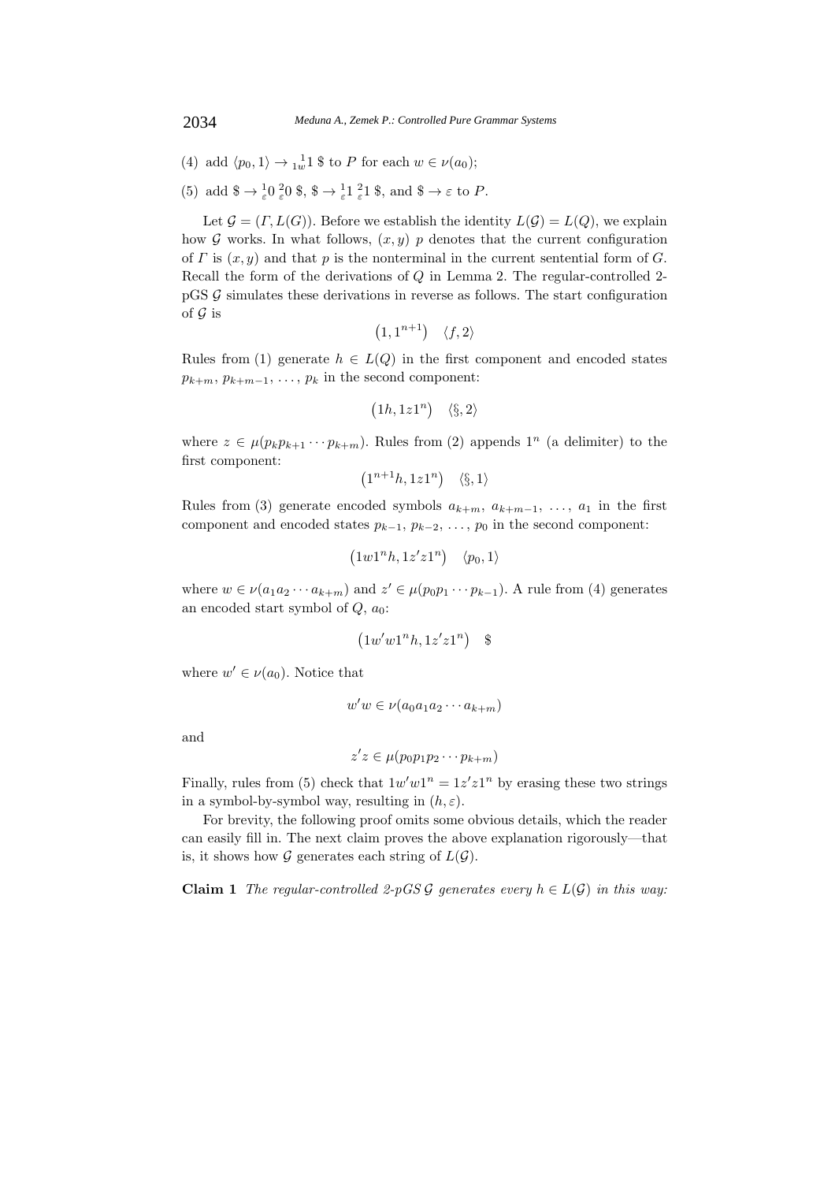(4) add $\langle p_0, 1\rangle \to {}^{1}_{1w}1\ \$$ to $P$ for each $w \in \nu(a_0)$;

(5) add $\$ \to {}^{1}_{\varepsilon}0\ {}^{2}_{\varepsilon}0\ \$$, $\$ \to {}^{1}_{\varepsilon}1\ {}^{2}_{\varepsilon}1\ \$$, and $\$ \to \varepsilon$ to $P$.

Let $\mathcal{G} = (\Gamma, L(G))$. Before we establish the identity $L(\mathcal{G}) = L(Q)$, we explain how $\mathcal{G}$ works. In what follows, $(x, y)\ p$ denotes that the current configuration of $\Gamma$ is $(x, y)$ and that $p$ is the nonterminal in the current sentential form of $G$. Recall the form of the derivations of $Q$ in Lemma 2. The regular-controlled 2-pGS $\mathcal{G}$ simulates these derivations in reverse as follows. The start configuration of $\mathcal{G}$ is

$$\left(1, 1^{n+1}\right) \quad \langle f, 2\rangle$$

Rules from (1) generate $h \in L(Q)$ in the first component and encoded states $p_{k+m}$, $p_{k+m-1}$, $\ldots$, $p_k$ in the second component:

$$\left(1h, 1z1^n\right) \quad \langle \S, 2\rangle$$

where $z \in \mu(p_k p_{k+1} \cdots p_{k+m})$. Rules from (2) appends $1^n$ (a delimiter) to the first component:

$$\left(1^{n+1}h, 1z1^n\right) \quad \langle \S, 1\rangle$$

Rules from (3) generate encoded symbols $a_{k+m}$, $a_{k+m-1}$, $\ldots$, $a_1$ in the first component and encoded states $p_{k-1}$, $p_{k-2}$, $\ldots$, $p_0$ in the second component:

$$\left(1w1^nh, 1z'z1^n\right) \quad \langle p_0, 1\rangle$$

where $w \in \nu(a_1 a_2 \cdots a_{k+m})$ and $z' \in \mu(p_0 p_1 \cdots p_{k-1})$. A rule from (4) generates an encoded start symbol of $Q$, $a_0$:

$$\left(1w'w1^nh, 1z'z1^n\right) \quad \$$$

where $w' \in \nu(a_0)$. Notice that

$$w'w \in \nu(a_0 a_1 a_2 \cdots a_{k+m})$$

and

$$z'z \in \mu(p_0 p_1 p_2 \cdots p_{k+m})$$

Finally, rules from (5) check that $1w'w1^n = 1z'z1^n$ by erasing these two strings in a symbol-by-symbol way, resulting in $(h, \varepsilon)$.

For brevity, the following proof omits some obvious details, which the reader can easily fill in. The next claim proves the above explanation rigorously—that is, it shows how $\mathcal{G}$ generates each string of $L(\mathcal{G})$.

**Claim 1** *The regular-controlled 2-pGS $\mathcal{G}$ generates every $h \in L(\mathcal{G})$ in this way:*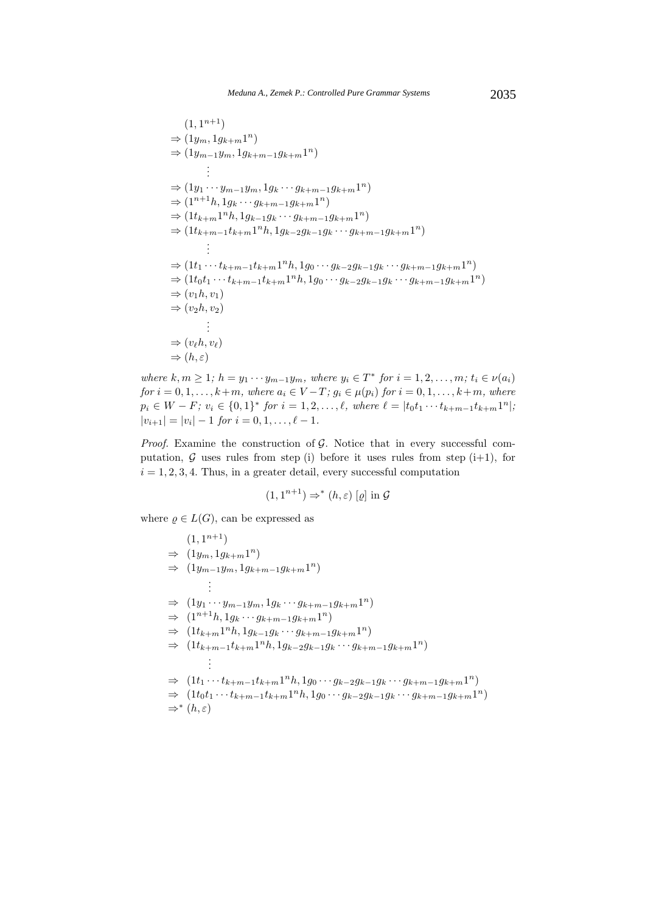$$
\begin{aligned}
& (1, 1^{n+1}) \\
& \Rightarrow (1y_m, 1g_{k+m}1^n) \\
& \Rightarrow (1y_{m-1}y_m, 1g_{k+m-1}g_{k+m}1^n) \\
& \quad \vdots \\
& \Rightarrow (1y_1 \cdots y_{m-1}y_m, 1g_k \cdots g_{k+m-1}g_{k+m}1^n) \\
& \Rightarrow (1^{n+1}h, 1g_k \cdots g_{k+m-1}g_{k+m}1^n) \\
& \Rightarrow (1t_{k+m}1^n h, 1g_{k-1}g_k \cdots g_{k+m-1}g_{k+m}1^n) \\
& \Rightarrow (1t_{k+m-1}t_{k+m}1^n h, 1g_{k-2}g_{k-1}g_k \cdots g_{k+m-1}g_{k+m}1^n) \\
& \quad \vdots \\
& \Rightarrow (1t_1 \cdots t_{k+m-1}t_{k+m}1^n h, 1g_0 \cdots g_{k-2}g_{k-1}g_k \cdots g_{k+m-1}g_{k+m}1^n) \\
& \Rightarrow (1t_0t_1 \cdots t_{k+m-1}t_{k+m}1^n h, 1g_0 \cdots g_{k-2}g_{k-1}g_k \cdots g_{k+m-1}g_{k+m}1^n) \\
& \Rightarrow (v_1 h, v_1) \\
& \Rightarrow (v_2 h, v_2) \\
& \quad \vdots \\
& \Rightarrow (v_\ell h, v_\ell) \\
& \Rightarrow (h, \varepsilon)
\end{aligned}
$$

*where* $k, m \geq 1$*;* $h = y_1 \cdots y_{m-1}y_m$*, where* $y_i \in T^*$ *for* $i = 1, 2, \ldots, m$*;* $t_i \in \nu(a_i)$ *for* $i = 0, 1, \ldots, k+m$*, where* $a_i \in V - T$*;* $g_i \in \mu(p_i)$ *for* $i = 0, 1, \ldots, k+m$*, where* $p_i \in W - F$*;* $v_i \in \{0, 1\}^*$ *for* $i = 1, 2, \ldots, \ell$*, where* $\ell = |t_0t_1 \cdots t_{k+m-1}t_{k+m}1^n|$*;* $|v_{i+1}| = |v_i| - 1$ *for* $i = 0, 1, \ldots, \ell - 1$*.*

*Proof.* Examine the construction of $\mathcal{G}$. Notice that in every successful computation, $\mathcal{G}$ uses rules from step (i) before it uses rules from step (i+1), for $i = 1, 2, 3, 4$. Thus, in a greater detail, every successful computation

$$(1, 1^{n+1}) \Rightarrow^* (h, \varepsilon)\ [\varrho] \text{ in } \mathcal{G}$$

where $\varrho \in L(G)$, can be expressed as

$$
\begin{aligned}
& (1, 1^{n+1}) \\
\Rightarrow\ & (1y_m, 1g_{k+m}1^n) \\
\Rightarrow\ & (1y_{m-1}y_m, 1g_{k+m-1}g_{k+m}1^n) \\
& \quad \vdots \\
\Rightarrow\ & (1y_1 \cdots y_{m-1}y_m, 1g_k \cdots g_{k+m-1}g_{k+m}1^n) \\
\Rightarrow\ & (1^{n+1}h, 1g_k \cdots g_{k+m-1}g_{k+m}1^n) \\
\Rightarrow\ & (1t_{k+m}1^n h, 1g_{k-1}g_k \cdots g_{k+m-1}g_{k+m}1^n) \\
\Rightarrow\ & (1t_{k+m-1}t_{k+m}1^n h, 1g_{k-2}g_{k-1}g_k \cdots g_{k+m-1}g_{k+m}1^n) \\
& \quad \vdots \\
\Rightarrow\ & (1t_1 \cdots t_{k+m-1}t_{k+m}1^n h, 1g_0 \cdots g_{k-2}g_{k-1}g_k \cdots g_{k+m-1}g_{k+m}1^n) \\
\Rightarrow\ & (1t_0t_1 \cdots t_{k+m-1}t_{k+m}1^n h, 1g_0 \cdots g_{k-2}g_{k-1}g_k \cdots g_{k+m-1}g_{k+m}1^n) \\
\Rightarrow^*\ & (h, \varepsilon)
\end{aligned}
$$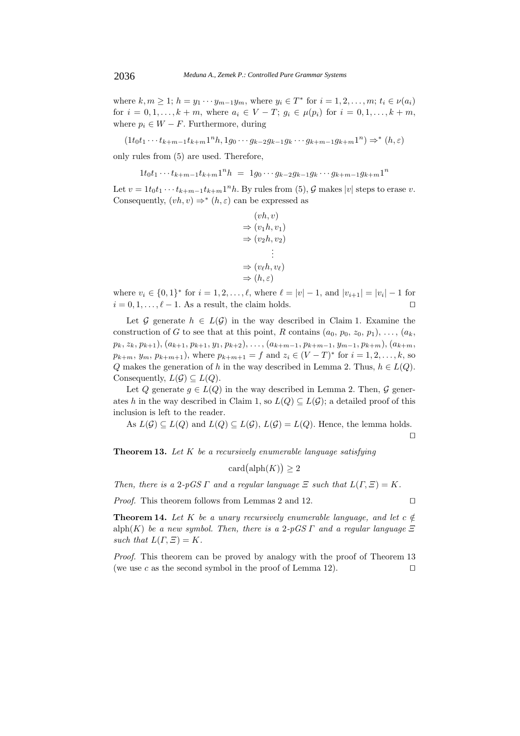where $k, m \geq 1$; $h = y_1 \cdots y_{m-1} y_m$, where $y_i \in T^*$ for $i = 1, 2, \ldots, m$; $t_i \in \nu(a_i)$ for $i = 0, 1, \ldots, k+m$, where $a_i \in V - T$; $g_i \in \mu(p_i)$ for $i = 0, 1, \ldots, k+m$, where $p_i \in W - F$. Furthermore, during

$$(1t_0 t_1 \cdots t_{k+m-1} t_{k+m} 1^n h, 1g_0 \cdots g_{k-2} g_{k-1} g_k \cdots g_{k+m-1} g_{k+m} 1^n) \Rightarrow^* (h, \varepsilon)$$

only rules from (5) are used. Therefore,

$$1t_0 t_1 \cdots t_{k+m-1} t_{k+m} 1^n h \ = \ 1g_0 \cdots g_{k-2} g_{k-1} g_k \cdots g_{k+m-1} g_{k+m} 1^n$$

Let $v = 1t_0 t_1 \cdots t_{k+m-1} t_{k+m} 1^n h$. By rules from (5), $\mathcal{G}$ makes $|v|$ steps to erase $v$. Consequently, $(vh, v) \Rightarrow^* (h, \varepsilon)$ can be expressed as

$$\begin{aligned}
&(vh, v)\\
\Rightarrow\ &(v_1 h, v_1)\\
\Rightarrow\ &(v_2 h, v_2)\\
&\quad\vdots\\
\Rightarrow\ &(v_\ell h, v_\ell)\\
\Rightarrow\ &(h, \varepsilon)
\end{aligned}$$

where $v_i \in \{0, 1\}^*$ for $i = 1, 2, \ldots, \ell$, where $\ell = |v| - 1$, and $|v_{i+1}| = |v_i| - 1$ for $i = 0, 1, \ldots, \ell - 1$. As a result, the claim holds. $\square$

Let $\mathcal{G}$ generate $h \in L(\mathcal{G})$ in the way described in Claim 1. Examine the construction of $G$ to see that at this point, $R$ contains $(a_0, p_0, z_0, p_1)$, $\ldots$, $(a_k, p_k, z_k, p_{k+1})$, $(a_{k+1}, p_{k+1}, y_1, p_{k+2})$, $\ldots$, $(a_{k+m-1}, p_{k+m-1}, y_{m-1}, p_{k+m})$, $(a_{k+m}, p_{k+m}, y_m, p_{k+m+1})$, where $p_{k+m+1} = f$ and $z_i \in (V - T)^*$ for $i = 1, 2, \ldots, k$, so $Q$ makes the generation of $h$ in the way described in Lemma 2. Thus, $h \in L(Q)$. Consequently, $L(\mathcal{G}) \subseteq L(Q)$.

Let $Q$ generate $g \in L(Q)$ in the way described in Lemma 2. Then, $\mathcal{G}$ generates $h$ in the way described in Claim 1, so $L(Q) \subseteq L(\mathcal{G})$; a detailed proof of this inclusion is left to the reader.

As $L(\mathcal{G}) \subseteq L(Q)$ and $L(Q) \subseteq L(\mathcal{G})$, $L(\mathcal{G}) = L(Q)$. Hence, the lemma holds. $\square$

**Theorem 13.** *Let $K$ be a recursively enumerable language satisfying*

$$\mathrm{card}\big(\mathrm{alph}(K)\big) \geq 2$$

*Then, there is a 2-pGS $\Gamma$ and a regular language $\Xi$ such that $L(\Gamma, \Xi) = K$.*

*Proof.* This theorem follows from Lemmas 2 and 12. $\square$

**Theorem 14.** *Let $K$ be a unary recursively enumerable language, and let $c \notin \mathrm{alph}(K)$ be a new symbol. Then, there is a 2-pGS $\Gamma$ and a regular language $\Xi$ such that $L(\Gamma, \Xi) = K$.*

*Proof.* This theorem can be proved by analogy with the proof of Theorem 13 (we use $c$ as the second symbol in the proof of Lemma 12). $\square$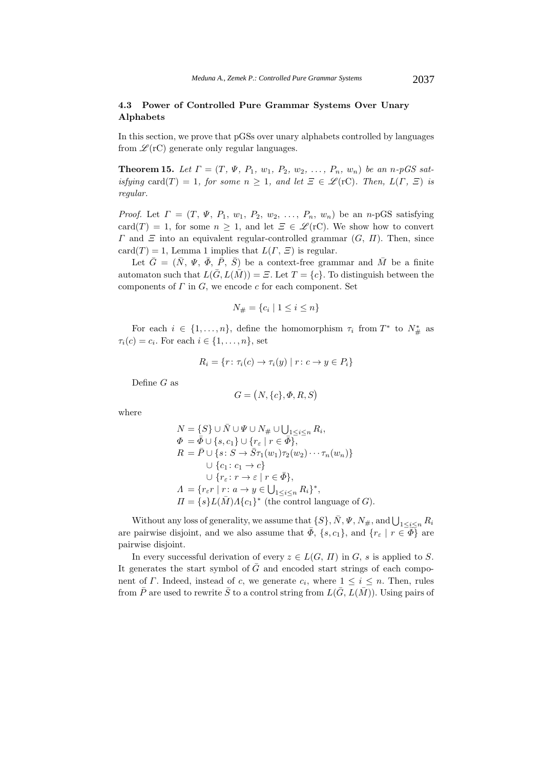### 4.3 Power of Controlled Pure Grammar Systems Over Unary Alphabets

In this section, we prove that pGSs over unary alphabets controlled by languages from $\mathscr{L}(\mathrm{rC})$ generate only regular languages.

**Theorem 15.** *Let $\Gamma = (T, \Psi, P_1, w_1, P_2, w_2, \dots, P_n, w_n)$ be an $n$-pGS satisfying $\mathrm{card}(T) = 1$, for some $n \geq 1$, and let $\Xi \in \mathscr{L}(\mathrm{rC})$. Then, $L(\Gamma, \Xi)$ is regular.*

*Proof.* Let $\Gamma = (T, \Psi, P_1, w_1, P_2, w_2, \dots, P_n, w_n)$ be an $n$-pGS satisfying $\mathrm{card}(T) = 1$, for some $n \geq 1$, and let $\Xi \in \mathscr{L}(\mathrm{rC})$. We show how to convert $\Gamma$ and $\Xi$ into an equivalent regular-controlled grammar $(G, \Pi)$. Then, since $\mathrm{card}(T) = 1$, Lemma 1 implies that $L(\Gamma, \Xi)$ is regular.

Let $\bar{G} = (\bar{N}, \Psi, \bar{\Phi}, \bar{P}, \bar{S})$ be a context-free grammar and $\bar{M}$ be a finite automaton such that $L(\bar{G}, L(\bar{M})) = \Xi$. Let $T = \{c\}$. To distinguish between the components of $\Gamma$ in $G$, we encode $c$ for each component. Set

$$N_{\#} = \{c_i \mid 1 \leq i \leq n\}$$

For each $i \in \{1, \dots, n\}$, define the homomorphism $\tau_i$ from $T^*$ to $N_{\#}^*$ as $\tau_i(c) = c_i$. For each $i \in \{1, \dots, n\}$, set

$$R_i = \{r \colon \tau_i(c) \to \tau_i(y) \mid r \colon c \to y \in P_i\}$$

Define $G$ as

$$G = \big(N, \{c\}, \Phi, R, S\big)$$

where

$$
\begin{aligned}
N &= \{S\} \cup \bar{N} \cup \Psi \cup N_{\#} \cup \textstyle\bigcup_{1 \leq i \leq n} R_i, \\
\Phi &= \bar{\Phi} \cup \{s, c_1\} \cup \{r_\varepsilon \mid r \in \bar{\Phi}\}, \\
R &= \bar{P} \cup \{s \colon S \to \bar{S}\tau_1(w_1)\tau_2(w_2)\cdots\tau_n(w_n)\} \\
&\quad \cup \{c_1 \colon c_1 \to c\} \\
&\quad \cup \{r_\varepsilon \colon r \to \varepsilon \mid r \in \bar{\Phi}\}, \\
\Lambda &= \{r_\varepsilon r \mid r \colon a \to y \in \textstyle\bigcup_{1 \leq i \leq n} R_i\}^*, \\
\Pi &= \{s\}L(\bar{M})\Lambda\{c_1\}^* \text{ (the control language of } G).
\end{aligned}
$$

Without any loss of generality, we assume that $\{S\}$, $\bar{N}$, $\Psi$, $N_{\#}$, and $\bigcup_{1 \leq i \leq n} R_i$ are pairwise disjoint, and we also assume that $\bar{\Phi}$, $\{s, c_1\}$, and $\{r_\varepsilon \mid r \in \bar{\Phi}\}$ are pairwise disjoint.

In every successful derivation of every $z \in L(G, \Pi)$ in $G$, $s$ is applied to $S$. It generates the start symbol of $\bar{G}$ and encoded start strings of each component of $\Gamma$. Indeed, instead of $c$, we generate $c_i$, where $1 \leq i \leq n$. Then, rules from $\bar{P}$ are used to rewrite $\bar{S}$ to a control string from $L(\bar{G}, L(\bar{M}))$. Using pairs of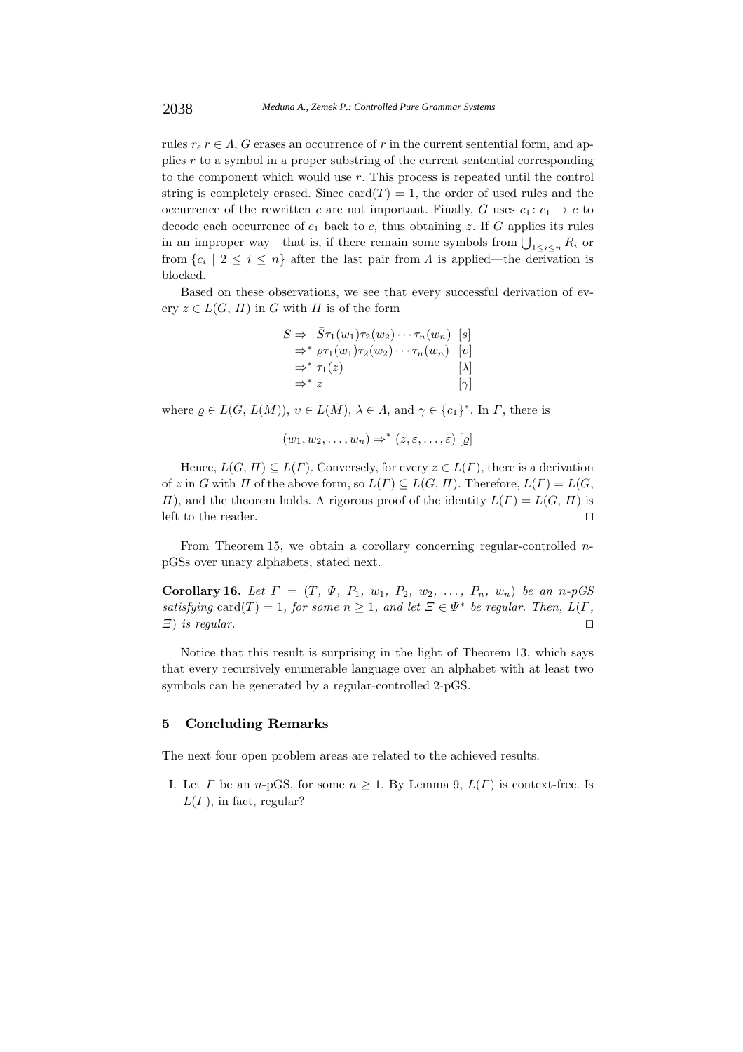rules $r_\varepsilon$ $r \in \Lambda$, $G$ erases an occurrence of $r$ in the current sentential form, and applies $r$ to a symbol in a proper substring of the current sentential corresponding to the component which would use $r$. This process is repeated until the control string is completely erased. Since $\mathrm{card}(T) = 1$, the order of used rules and the occurrence of the rewritten $c$ are not important. Finally, $G$ uses $c_1 \colon c_1 \to c$ to decode each occurrence of $c_1$ back to $c$, thus obtaining $z$. If $G$ applies its rules in an improper way—that is, if there remain some symbols from $\bigcup_{1 \leq i \leq n} R_i$ or from $\{c_i \mid 2 \leq i \leq n\}$ after the last pair from $\Lambda$ is applied—the derivation is blocked.

Based on these observations, we see that every successful derivation of every $z \in L(G, \Pi)$ in $G$ with $\Pi$ is of the form

$$
\begin{aligned}
S \Rightarrow\ & \bar{S}\tau_1(w_1)\tau_2(w_2)\cdots\tau_n(w_n) && [s] \\
\Rightarrow^*\ & \varrho\tau_1(w_1)\tau_2(w_2)\cdots\tau_n(w_n) && [\upsilon] \\
\Rightarrow^*\ & \tau_1(z) && [\lambda] \\
\Rightarrow^*\ & z && [\gamma]
\end{aligned}
$$

where $\varrho \in L(\bar{G}, L(\bar{M}))$, $\upsilon \in L(\bar{M})$, $\lambda \in \Lambda$, and $\gamma \in \{c_1\}^*$. In $\Gamma$, there is

$$(w_1, w_2, \ldots, w_n) \Rightarrow^* (z, \varepsilon, \ldots, \varepsilon)\ [\varrho]$$

Hence, $L(G, \Pi) \subseteq L(\Gamma)$. Conversely, for every $z \in L(\Gamma)$, there is a derivation of $z$ in $G$ with $\Pi$ of the above form, so $L(\Gamma) \subseteq L(G, \Pi)$. Therefore, $L(\Gamma) = L(G, \Pi)$, and the theorem holds. A rigorous proof of the identity $L(\Gamma) = L(G, \Pi)$ is left to the reader. $\square$

From Theorem 15, we obtain a corollary concerning regular-controlled $n$-pGSs over unary alphabets, stated next.

**Corollary 16.** *Let $\Gamma = (T, \Psi, P_1, w_1, P_2, w_2, \ldots, P_n, w_n)$ be an $n$-pGS satisfying $\mathrm{card}(T) = 1$, for some $n \geq 1$, and let $\Xi \in \Psi^*$ be regular. Then, $L(\Gamma, \Xi)$ is regular.* $\square$

Notice that this result is surprising in the light of Theorem 13, which says that every recursively enumerable language over an alphabet with at least two symbols can be generated by a regular-controlled 2-pGS.

## 5 Concluding Remarks

The next four open problem areas are related to the achieved results.

I. Let $\Gamma$ be an $n$-pGS, for some $n \geq 1$. By Lemma 9, $L(\Gamma)$ is context-free. Is $L(\Gamma)$, in fact, regular?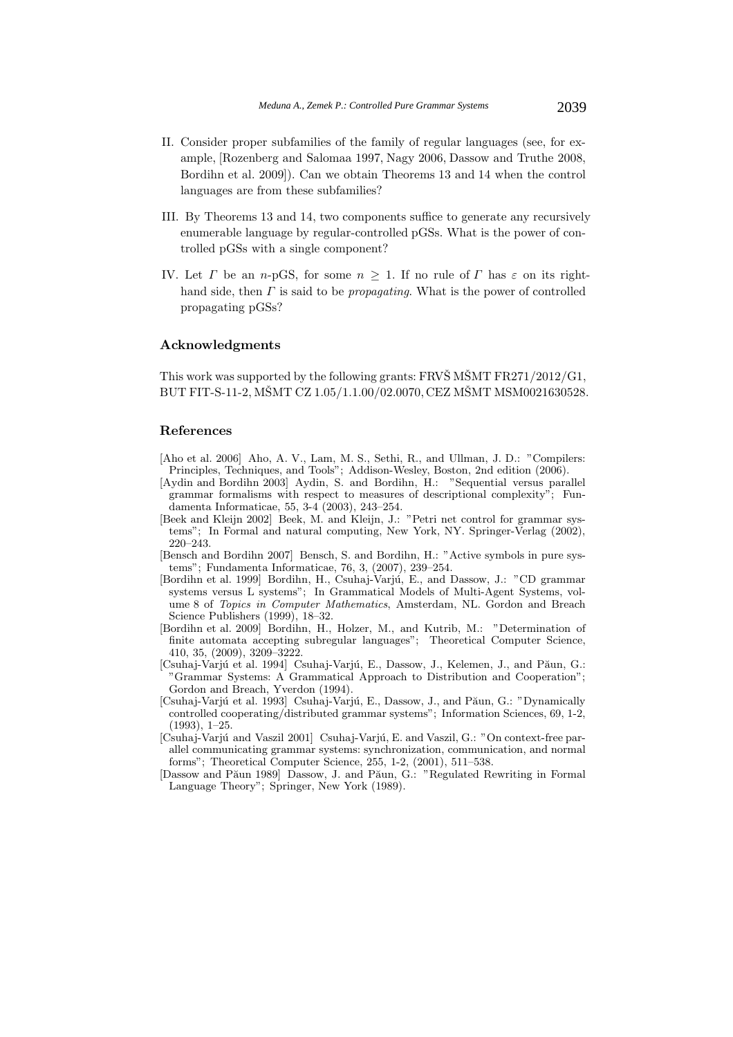II. Consider proper subfamilies of the family of regular languages (see, for example, [Rozenberg and Salomaa 1997, Nagy 2006, Dassow and Truthe 2008, Bordihn et al. 2009]). Can we obtain Theorems 13 and 14 when the control languages are from these subfamilies?

III. By Theorems 13 and 14, two components suffice to generate any recursively enumerable language by regular-controlled pGSs. What is the power of controlled pGSs with a single component?

IV. Let $\Gamma$ be an $n$-pGS, for some $n \geq 1$. If no rule of $\Gamma$ has $\varepsilon$ on its right-hand side, then $\Gamma$ is said to be *propagating*. What is the power of controlled propagating pGSs?

## Acknowledgments

This work was supported by the following grants: FRVŠ MŠMT FR271/2012/G1, BUT FIT-S-11-2, MŠMT CZ 1.05/1.1.00/02.0070, CEZ MŠMT MSM0021630528.

## References

[Aho et al. 2006] Aho, A. V., Lam, M. S., Sethi, R., and Ullman, J. D.: "Compilers: Principles, Techniques, and Tools"; Addison-Wesley, Boston, 2nd edition (2006).

[Aydin and Bordihn 2003] Aydin, S. and Bordihn, H.: "Sequential versus parallel grammar formalisms with respect to measures of descriptional complexity"; Fundamenta Informaticae, 55, 3-4 (2003), 243–254.

[Beek and Kleijn 2002] Beek, M. and Kleijn, J.: "Petri net control for grammar systems"; In Formal and natural computing, New York, NY. Springer-Verlag (2002), 220–243.

[Bensch and Bordihn 2007] Bensch, S. and Bordihn, H.: "Active symbols in pure systems"; Fundamenta Informaticae, 76, 3, (2007), 239–254.

[Bordihn et al. 1999] Bordihn, H., Csuhaj-Varjú, E., and Dassow, J.: "CD grammar systems versus L systems"; In Grammatical Models of Multi-Agent Systems, volume 8 of *Topics in Computer Mathematics*, Amsterdam, NL. Gordon and Breach Science Publishers (1999), 18–32.

[Bordihn et al. 2009] Bordihn, H., Holzer, M., and Kutrib, M.: "Determination of finite automata accepting subregular languages"; Theoretical Computer Science, 410, 35, (2009), 3209–3222.

[Csuhaj-Varjú et al. 1994] Csuhaj-Varjú, E., Dassow, J., Kelemen, J., and Păun, G.: "Grammar Systems: A Grammatical Approach to Distribution and Cooperation"; Gordon and Breach, Yverdon (1994).

[Csuhaj-Varjú et al. 1993] Csuhaj-Varjú, E., Dassow, J., and Păun, G.: "Dynamically controlled cooperating/distributed grammar systems"; Information Sciences, 69, 1-2, (1993), 1–25.

[Csuhaj-Varjú and Vaszil 2001] Csuhaj-Varjú, E. and Vaszil, G.: "On context-free parallel communicating grammar systems: synchronization, communication, and normal forms"; Theoretical Computer Science, 255, 1-2, (2001), 511–538.

[Dassow and Păun 1989] Dassow, J. and Păun, G.: "Regulated Rewriting in Formal Language Theory"; Springer, New York (1989).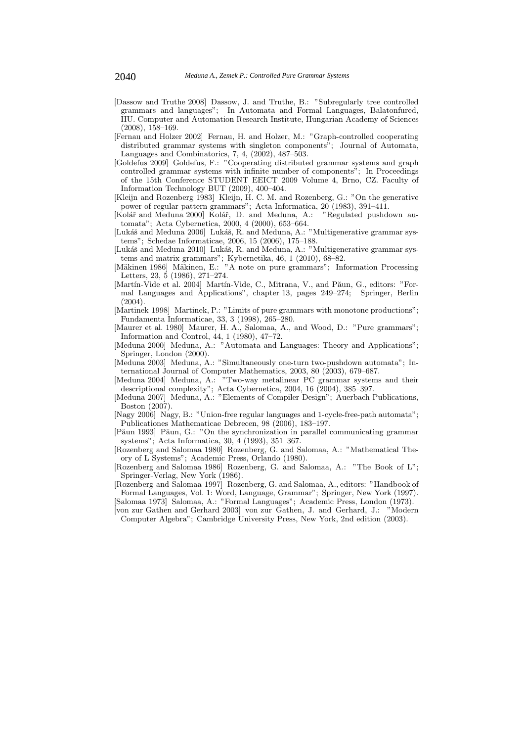[Dassow and Truthe 2008] Dassow, J. and Truthe, B.: "Subregularly tree controlled grammars and languages"; In Automata and Formal Languages, Balatonfured, HU. Computer and Automation Research Institute, Hungarian Academy of Sciences (2008), 158–169.

[Fernau and Holzer 2002] Fernau, H. and Holzer, M.: "Graph-controlled cooperating distributed grammar systems with singleton components"; Journal of Automata, Languages and Combinatorics, 7, 4, (2002), 487–503.

[Goldefus 2009] Goldefus, F.: "Cooperating distributed grammar systems and graph controlled grammar systems with infinite number of components"; In Proceedings of the 15th Conference STUDENT EEICT 2009 Volume 4, Brno, CZ. Faculty of Information Technology BUT (2009), 400–404.

[Kleijn and Rozenberg 1983] Kleijn, H. C. M. and Rozenberg, G.: "On the generative power of regular pattern grammars"; Acta Informatica, 20 (1983), 391–411.

[Kolář and Meduna 2000] Kolář, D. and Meduna, A.: "Regulated pushdown automata"; Acta Cybernetica, 2000, 4 (2000), 653–664.

[Lukáš and Meduna 2006] Lukáš, R. and Meduna, A.: "Multigenerative grammar systems"; Schedae Informaticae, 2006, 15 (2006), 175–188.

[Lukáš and Meduna 2010] Lukáš, R. and Meduna, A.: "Multigenerative grammar systems and matrix grammars"; Kybernetika, 46, 1 (2010), 68–82.

[Mäkinen 1986] Mäkinen, E.: "A note on pure grammars"; Information Processing Letters, 23, 5 (1986), 271–274.

[Martín-Vide et al. 2004] Martín-Vide, C., Mitrana, V., and Păun, G., editors: "Formal Languages and Applications", chapter 13, pages 249–274; Springer, Berlin (2004).

[Martinek 1998] Martinek, P.: "Limits of pure grammars with monotone productions"; Fundamenta Informaticae, 33, 3 (1998), 265–280.

[Maurer et al. 1980] Maurer, H. A., Salomaa, A., and Wood, D.: "Pure grammars"; Information and Control, 44, 1 (1980), 47–72.

[Meduna 2000] Meduna, A.: "Automata and Languages: Theory and Applications"; Springer, London (2000).

[Meduna 2003] Meduna, A.: "Simultaneously one-turn two-pushdown automata"; International Journal of Computer Mathematics, 2003, 80 (2003), 679–687.

[Meduna 2004] Meduna, A.: "Two-way metalinear PC grammar systems and their descriptional complexity"; Acta Cybernetica, 2004, 16 (2004), 385–397.

[Meduna 2007] Meduna, A.: "Elements of Compiler Design"; Auerbach Publications, Boston (2007).

[Nagy 2006] Nagy, B.: "Union-free regular languages and 1-cycle-free-path automata"; Publicationes Mathematicae Debrecen, 98 (2006), 183–197.

[Păun 1993] Păun, G.: "On the synchronization in parallel communicating grammar systems"; Acta Informatica, 30, 4 (1993), 351–367.

[Rozenberg and Salomaa 1980] Rozenberg, G. and Salomaa, A.: "Mathematical Theory of L Systems"; Academic Press, Orlando (1980).

[Rozenberg and Salomaa 1986] Rozenberg, G. and Salomaa, A.: "The Book of L"; Springer-Verlag, New York (1986).

[Rozenberg and Salomaa 1997] Rozenberg, G. and Salomaa, A., editors: "Handbook of Formal Languages, Vol. 1: Word, Language, Grammar"; Springer, New York (1997).

[Salomaa 1973] Salomaa, A.: "Formal Languages"; Academic Press, London (1973).

[von zur Gathen and Gerhard 2003] von zur Gathen, J. and Gerhard, J.: "Modern Computer Algebra"; Cambridge University Press, New York, 2nd edition (2003).